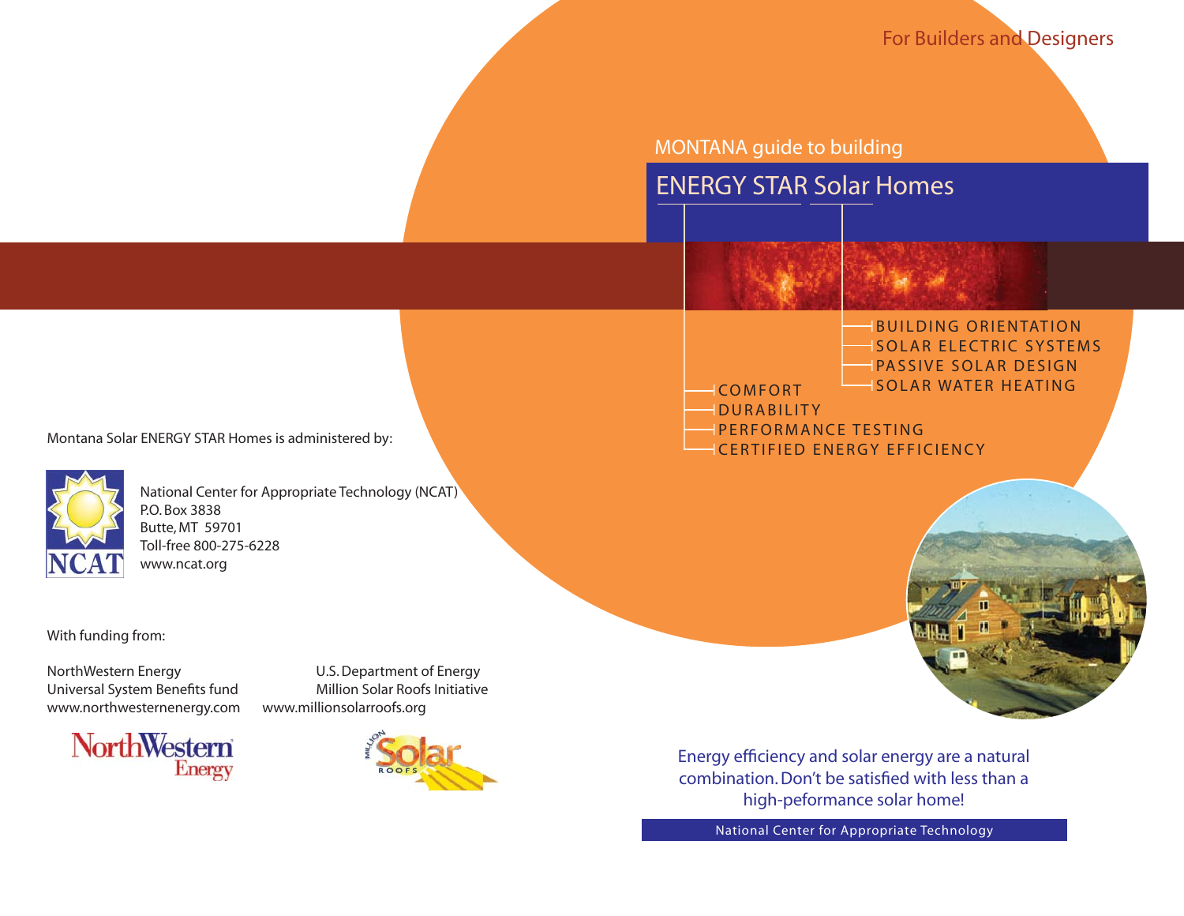For Builders and Designers

MONTANA guide to building

# ENERGY STAR Solar Homes

- BUILDING ORIENTATION
- SOLAR ELECTRIC SYSTEMS
- PASSIVE SOLAR DESIGN
- SOLAR WATER HEATING

- COMFORT
- DURABILITY
- PERFORMANCE TESTING
- CERTIFIED ENERGY EFFICIENCY

Montana Solar ENERGY STAR Homes is administered by:

National Center for Appropriate Technology (NCAT)
P.O. Box 3838
Butte, MT 59701
Toll-free 800-275-6228
www.ncat.org

With funding from:

NorthWestern Energy
Universal System Benefits fund
www.northwesternenergy.com

U.S. Department of Energy
Million Solar Roofs Initiative
www.millionsolarroofs.org

Energy efficiency and solar energy are a natural combination. Don't be satisfied with less than a high-peformance solar home!

National Center for Appropriate Technology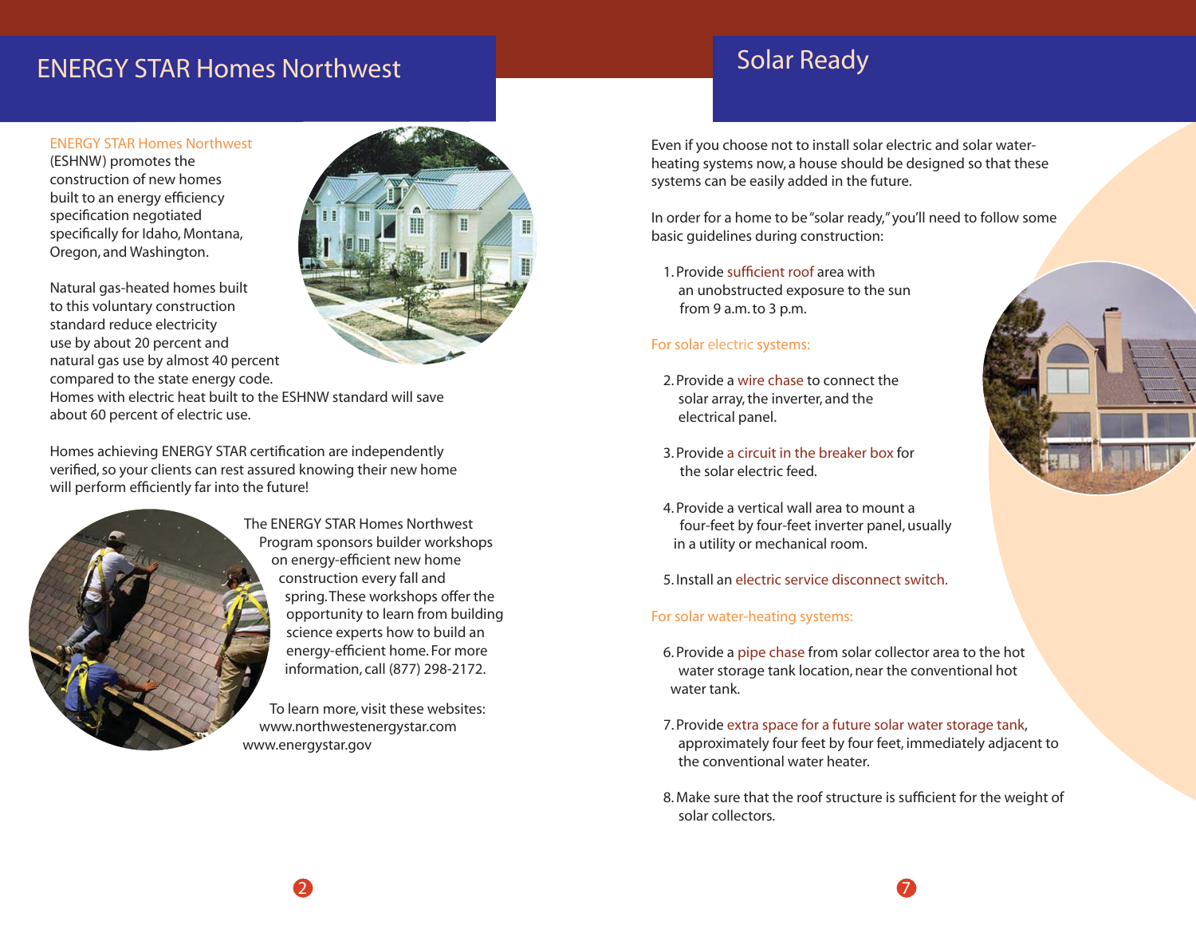# ENERGY STAR Homes Northwest

ENERGY STAR Homes Northwest (ESHNW) promotes the construction of new homes built to an energy efficiency specification negotiated specifically for Idaho, Montana, Oregon, and Washington.

Natural gas-heated homes built to this voluntary construction standard reduce electricity use by about 20 percent and natural gas use by almost 40 percent compared to the state energy code. Homes with electric heat built to the ESHNW standard will save about 60 percent of electric use.

Homes achieving ENERGY STAR certification are independently verified, so your clients can rest assured knowing their new home will perform efficiently far into the future!

The ENERGY STAR Homes Northwest Program sponsors builder workshops on energy-efficient new home construction every fall and spring. These workshops offer the opportunity to learn from building science experts how to build an energy-efficient home. For more information, call (877) 298-2172.

To learn more, visit these websites:
www.northwestenergystar.com
www.energystar.gov

# Solar Ready

Even if you choose not to install solar electric and solar water-heating systems now, a house should be designed so that these systems can be easily added in the future.

In order for a home to be "solar ready," you'll need to follow some basic guidelines during construction:

1. Provide sufficient roof area with an unobstructed exposure to the sun from 9 a.m. to 3 p.m.

For solar electric systems:

2. Provide a wire chase to connect the solar array, the inverter, and the electrical panel.
3. Provide a circuit in the breaker box for the solar electric feed.
4. Provide a vertical wall area to mount a four-feet by four-feet inverter panel, usually in a utility or mechanical room.
5. Install an electric service disconnect switch.

For solar water-heating systems:

6. Provide a pipe chase from solar collector area to the hot water storage tank location, near the conventional hot water tank.
7. Provide extra space for a future solar water storage tank, approximately four feet by four feet, immediately adjacent to the conventional water heater.
8. Make sure that the roof structure is sufficient for the weight of solar collectors.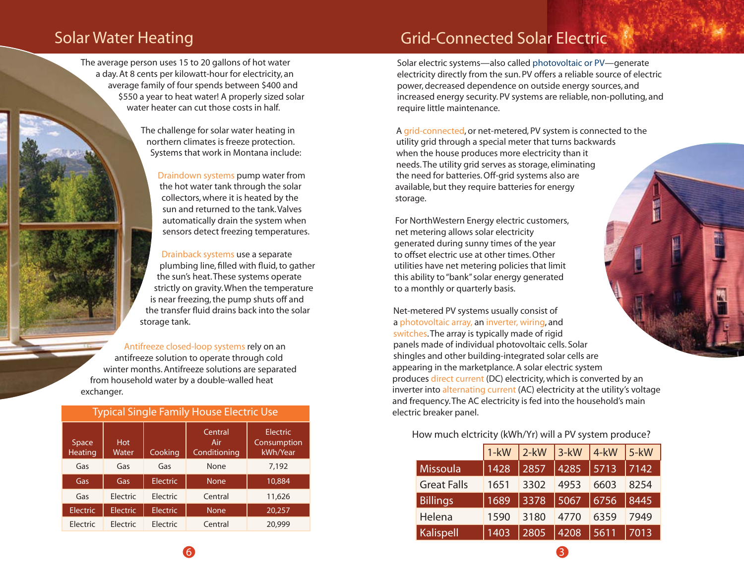## Solar Water Heating

The average person uses 15 to 20 gallons of hot water a day. At 8 cents per kilowatt-hour for electricity, an average family of four spends between $400 and $550 a year to heat water! A properly sized solar water heater can cut those costs in half.

The challenge for solar water heating in northern climates is freeze protection. Systems that work in Montana include:

Draindown systems pump water from the hot water tank through the solar collectors, where it is heated by the sun and returned to the tank. Valves automatically drain the system when sensors detect freezing temperatures.

Drainback systems use a separate plumbing line, filled with fluid, to gather the sun's heat. These systems operate strictly on gravity. When the temperature is near freezing, the pump shuts off and the transfer fluid drains back into the solar storage tank.

Antifreeze closed-loop systems rely on an antifreeze solution to operate through cold winter months. Antifreeze solutions are separated from household water by a double-walled heat exchanger.

**Typical Single Family House Electric Use**

| Space Heating | Hot Water | Cooking | Central Air Conditioning | Electric Consumption kWh/Year |
|---|---|---|---|---|
| Gas | Gas | Gas | None | 7,192 |
| Gas | Gas | Electric | None | 10,884 |
| Gas | Electric | Electric | Central | 11,626 |
| Electric | Electric | Electric | None | 20,257 |
| Electric | Electric | Electric | Central | 20,999 |

## Grid-Connected Solar Electric

Solar electric systems—also called photovoltaic or PV—generate electricity directly from the sun. PV offers a reliable source of electric power, decreased dependence on outside energy sources, and increased energy security. PV systems are reliable, non-polluting, and require little maintenance.

A grid-connected, or net-metered, PV system is connected to the utility grid through a special meter that turns backwards when the house produces more electricity than it needs. The utility grid serves as storage, eliminating the need for batteries. Off-grid systems also are available, but they require batteries for energy storage.

For NorthWestern Energy electric customers, net metering allows solar electricity generated during sunny times of the year to offset electric use at other times. Other utilities have net metering policies that limit this ability to "bank" solar energy generated to a monthly or quarterly basis.

Net-metered PV systems usually consist of a photovoltaic array, an inverter, wiring, and switches. The array is typically made of rigid panels made of individual photovoltaic cells. Solar shingles and other building-integrated solar cells are appearing in the marketplance. A solar electric system produces direct current (DC) electricity, which is converted by an inverter into alternating current (AC) electricity at the utility's voltage and frequency. The AC electricity is fed into the household's main electric breaker panel.

How much elctricity (kWh/Yr) will a PV system produce?

| | 1-kW | 2-kW | 3-kW | 4-kW | 5-kW |
|---|---|---|---|---|---|
| Missoula | 1428 | 2857 | 4285 | 5713 | 7142 |
| Great Falls | 1651 | 3302 | 4953 | 6603 | 8254 |
| Billings | 1689 | 3378 | 5067 | 6756 | 8445 |
| Helena | 1590 | 3180 | 4770 | 6359 | 7949 |
| Kalispell | 1403 | 2805 | 4208 | 5611 | 7013 |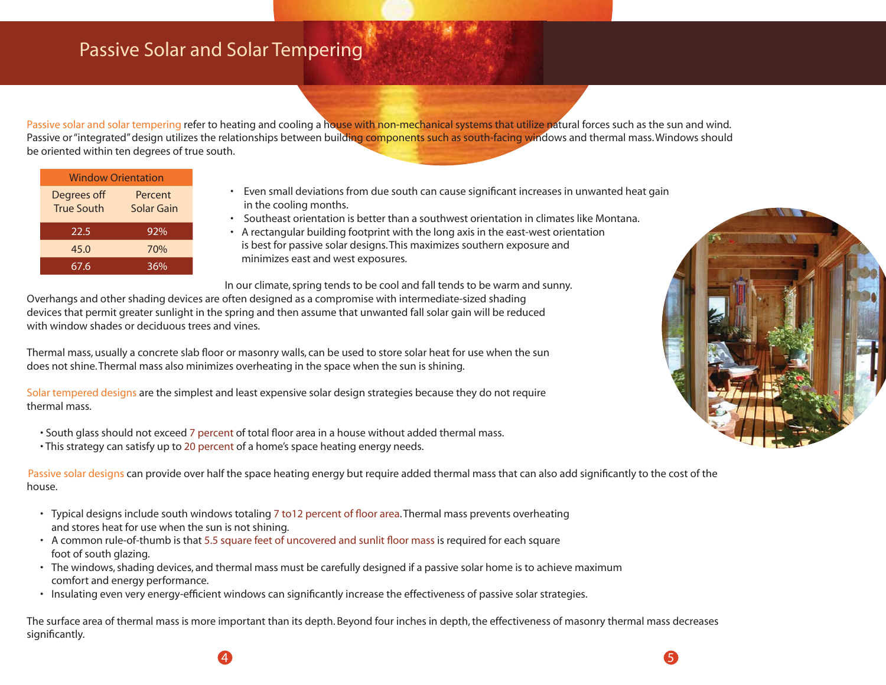# Passive Solar and Solar Tempering

Passive solar and solar tempering refer to heating and cooling a house with non-mechanical systems that utilize natural forces such as the sun and wind. Passive or "integrated" design utilizes the relationships between building components such as south-facing windows and thermal mass. Windows should be oriented within ten degrees of true south.

| Window Orientation | |
|---|---|
| Degrees off True South | Percent Solar Gain |
| 22.5 | 92% |
| 45.0 | 70% |
| 67.6 | 36% |

- Even small deviations from due south can cause significant increases in unwanted heat gain in the cooling months.
- Southeast orientation is better than a southwest orientation in climates like Montana.
- A rectangular building footprint with the long axis in the east-west orientation is best for passive solar designs. This maximizes southern exposure and minimizes east and west exposures.

In our climate, spring tends to be cool and fall tends to be warm and sunny. Overhangs and other shading devices are often designed as a compromise with intermediate-sized shading devices that permit greater sunlight in the spring and then assume that unwanted fall solar gain will be reduced with window shades or deciduous trees and vines.

Thermal mass, usually a concrete slab floor or masonry walls, can be used to store solar heat for use when the sun does not shine. Thermal mass also minimizes overheating in the space when the sun is shining.

Solar tempered designs are the simplest and least expensive solar design strategies because they do not require thermal mass.

- South glass should not exceed 7 percent of total floor area in a house without added thermal mass.
- This strategy can satisfy up to 20 percent of a home's space heating energy needs.

Passive solar designs can provide over half the space heating energy but require added thermal mass that can also add significantly to the cost of the house.

- Typical designs include south windows totaling 7 to12 percent of floor area. Thermal mass prevents overheating and stores heat for use when the sun is not shining.
- A common rule-of-thumb is that 5.5 square feet of uncovered and sunlit floor mass is required for each square foot of south glazing.
- The windows, shading devices, and thermal mass must be carefully designed if a passive solar home is to achieve maximum comfort and energy performance.
- Insulating even very energy-efficient windows can significantly increase the effectiveness of passive solar strategies.

The surface area of thermal mass is more important than its depth. Beyond four inches in depth, the effectiveness of masonry thermal mass decreases significantly.